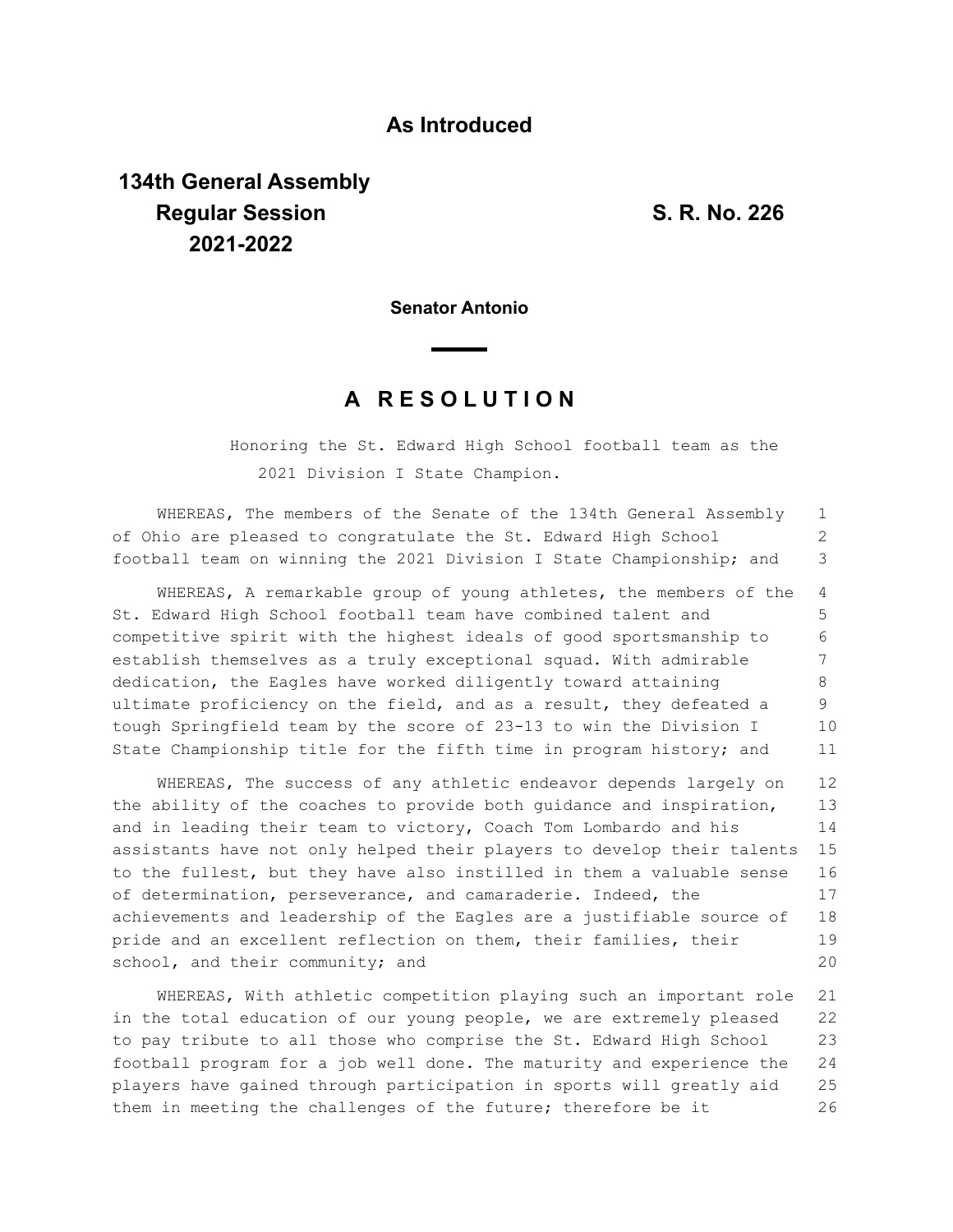**As Introduced**

**134th General Assembly**
**Regular Session**
**2021-2022**

**S. R. No. 226**

**Senator Antonio**

# A R E S O L U T I O N

Honoring the St. Edward High School football team as the 2021 Division I State Champion.

WHEREAS, The members of the Senate of the 134th General Assembly of Ohio are pleased to congratulate the St. Edward High School football team on winning the 2021 Division I State Championship; and

WHEREAS, A remarkable group of young athletes, the members of the St. Edward High School football team have combined talent and competitive spirit with the highest ideals of good sportsmanship to establish themselves as a truly exceptional squad. With admirable dedication, the Eagles have worked diligently toward attaining ultimate proficiency on the field, and as a result, they defeated a tough Springfield team by the score of 23-13 to win the Division I State Championship title for the fifth time in program history; and

WHEREAS, The success of any athletic endeavor depends largely on the ability of the coaches to provide both guidance and inspiration, and in leading their team to victory, Coach Tom Lombardo and his assistants have not only helped their players to develop their talents to the fullest, but they have also instilled in them a valuable sense of determination, perseverance, and camaraderie. Indeed, the achievements and leadership of the Eagles are a justifiable source of pride and an excellent reflection on them, their families, their school, and their community; and

WHEREAS, With athletic competition playing such an important role in the total education of our young people, we are extremely pleased to pay tribute to all those who comprise the St. Edward High School football program for a job well done. The maturity and experience the players have gained through participation in sports will greatly aid them in meeting the challenges of the future; therefore be it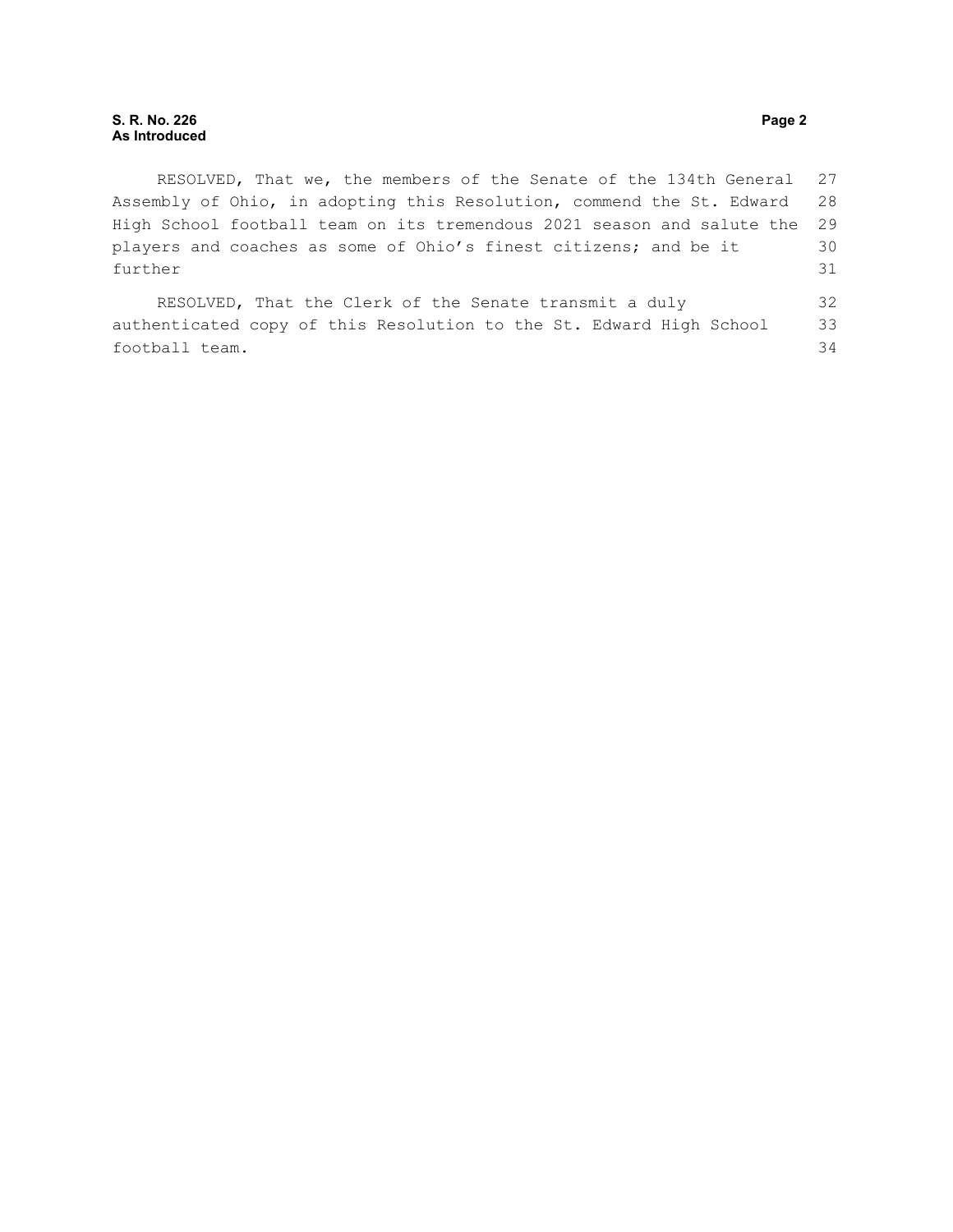RESOLVED, That we, the members of the Senate of the 134th General Assembly of Ohio, in adopting this Resolution, commend the St. Edward High School football team on its tremendous 2021 season and salute the players and coaches as some of Ohio's finest citizens; and be it further

RESOLVED, That the Clerk of the Senate transmit a duly authenticated copy of this Resolution to the St. Edward High School football team.